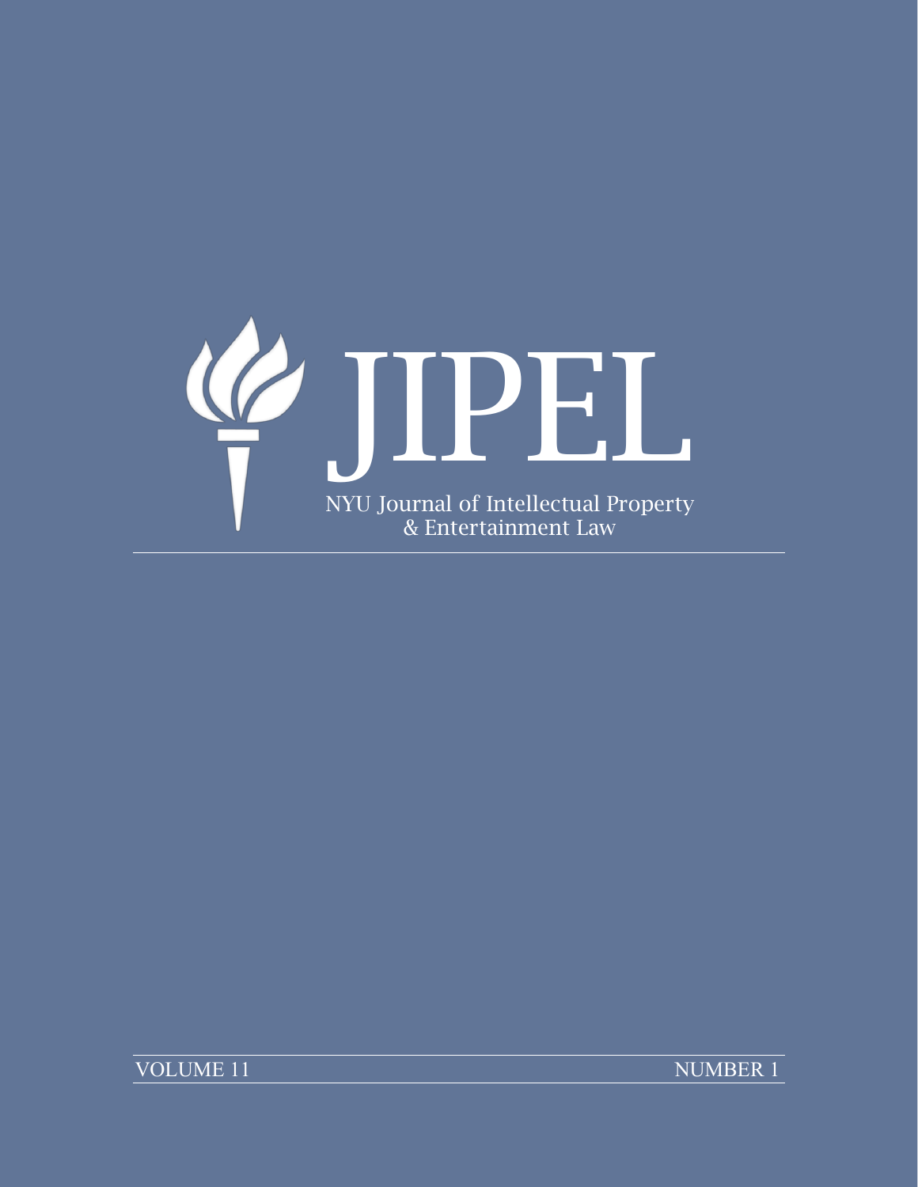# JIPEL

NYU Journal of Intellectual Property & Entertainment Law

VOLUME 11 NUMBER 1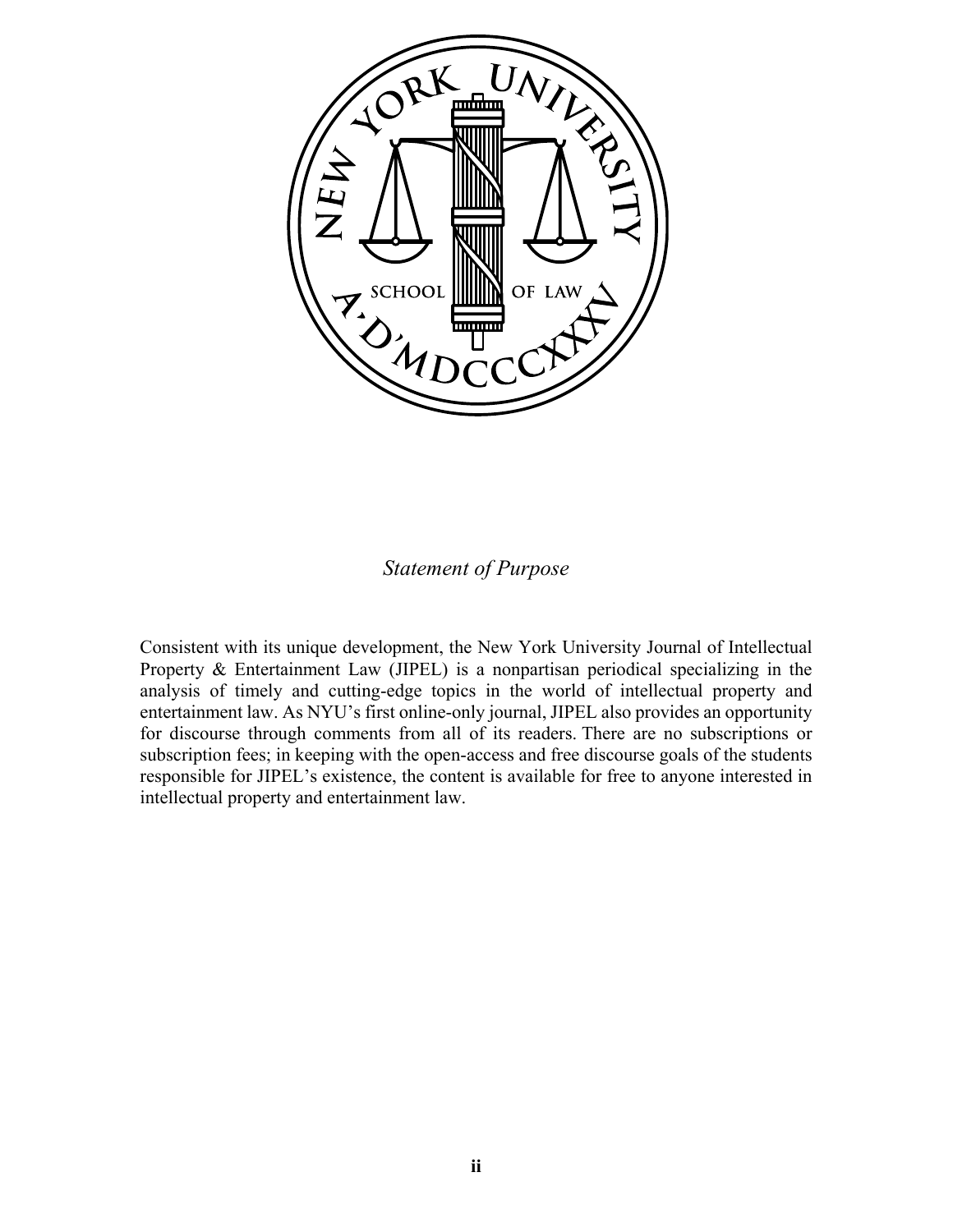*Statement of Purpose*

Consistent with its unique development, the New York University Journal of Intellectual Property & Entertainment Law (JIPEL) is a nonpartisan periodical specializing in the analysis of timely and cutting-edge topics in the world of intellectual property and entertainment law. As NYU's first online-only journal, JIPEL also provides an opportunity for discourse through comments from all of its readers. There are no subscriptions or subscription fees; in keeping with the open-access and free discourse goals of the students responsible for JIPEL's existence, the content is available for free to anyone interested in intellectual property and entertainment law.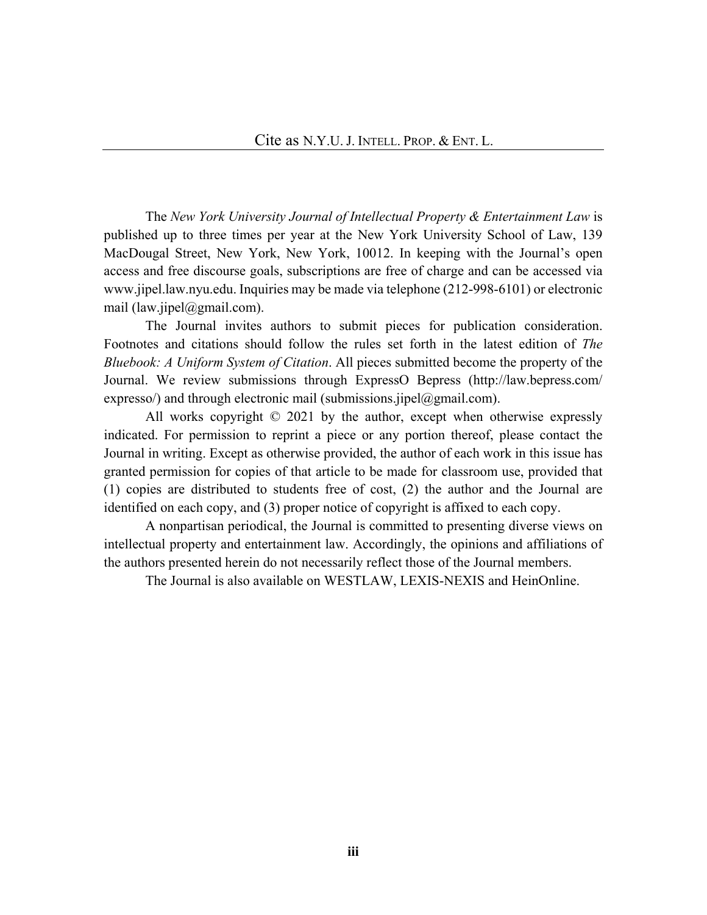Cite as N.Y.U. J. INTELL. PROP. & ENT. L.

The *New York University Journal of Intellectual Property & Entertainment Law* is published up to three times per year at the New York University School of Law, 139 MacDougal Street, New York, New York, 10012. In keeping with the Journal's open access and free discourse goals, subscriptions are free of charge and can be accessed via www.jipel.law.nyu.edu. Inquiries may be made via telephone (212-998-6101) or electronic mail (law.jipel@gmail.com).

The Journal invites authors to submit pieces for publication consideration. Footnotes and citations should follow the rules set forth in the latest edition of *The Bluebook: A Uniform System of Citation*. All pieces submitted become the property of the Journal. We review submissions through ExpressO Bepress (http://law.bepress.com/expresso/) and through electronic mail (submissions.jipel@gmail.com).

All works copyright © 2021 by the author, except when otherwise expressly indicated. For permission to reprint a piece or any portion thereof, please contact the Journal in writing. Except as otherwise provided, the author of each work in this issue has granted permission for copies of that article to be made for classroom use, provided that (1) copies are distributed to students free of cost, (2) the author and the Journal are identified on each copy, and (3) proper notice of copyright is affixed to each copy.

A nonpartisan periodical, the Journal is committed to presenting diverse views on intellectual property and entertainment law. Accordingly, the opinions and affiliations of the authors presented herein do not necessarily reflect those of the Journal members.

The Journal is also available on WESTLAW, LEXIS-NEXIS and HeinOnline.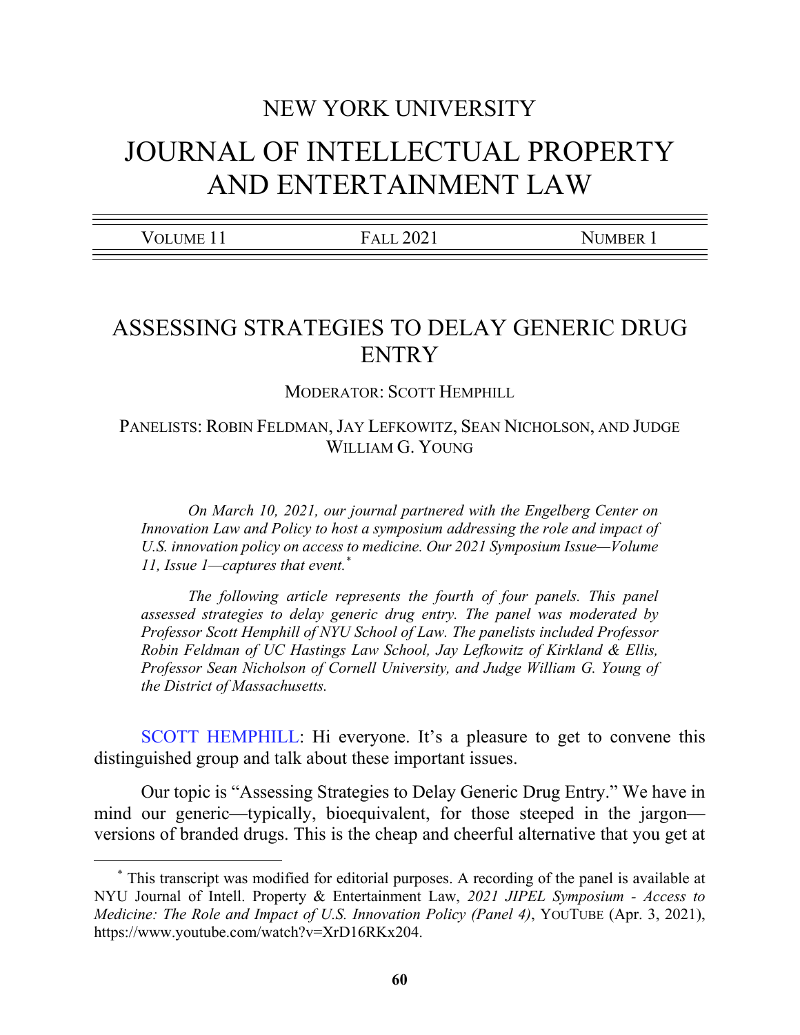NEW YORK UNIVERSITY

# JOURNAL OF INTELLECTUAL PROPERTY AND ENTERTAINMENT LAW

| VOLUME 11 | FALL 2021 | NUMBER 1 |
|---|---|---|

## ASSESSING STRATEGIES TO DELAY GENERIC DRUG ENTRY

MODERATOR: SCOTT HEMPHILL

PANELISTS: ROBIN FELDMAN, JAY LEFKOWITZ, SEAN NICHOLSON, AND JUDGE WILLIAM G. YOUNG

*On March 10, 2021, our journal partnered with the Engelberg Center on Innovation Law and Policy to host a symposium addressing the role and impact of U.S. innovation policy on access to medicine. Our 2021 Symposium Issue—Volume 11, Issue 1—captures that event.*[*]

*The following article represents the fourth of four panels. This panel assessed strategies to delay generic drug entry. The panel was moderated by Professor Scott Hemphill of NYU School of Law. The panelists included Professor Robin Feldman of UC Hastings Law School, Jay Lefkowitz of Kirkland & Ellis, Professor Sean Nicholson of Cornell University, and Judge William G. Young of the District of Massachusetts.*

SCOTT HEMPHILL: Hi everyone. It's a pleasure to get to convene this distinguished group and talk about these important issues.

Our topic is "Assessing Strategies to Delay Generic Drug Entry." We have in mind our generic—typically, bioequivalent, for those steeped in the jargon—versions of branded drugs. This is the cheap and cheerful alternative that you get at

---

[*] This transcript was modified for editorial purposes. A recording of the panel is available at NYU Journal of Intell. Property & Entertainment Law, *2021 JIPEL Symposium - Access to Medicine: The Role and Impact of U.S. Innovation Policy (Panel 4)*, YOUTUBE (Apr. 3, 2021), https://www.youtube.com/watch?v=XrD16RKx204.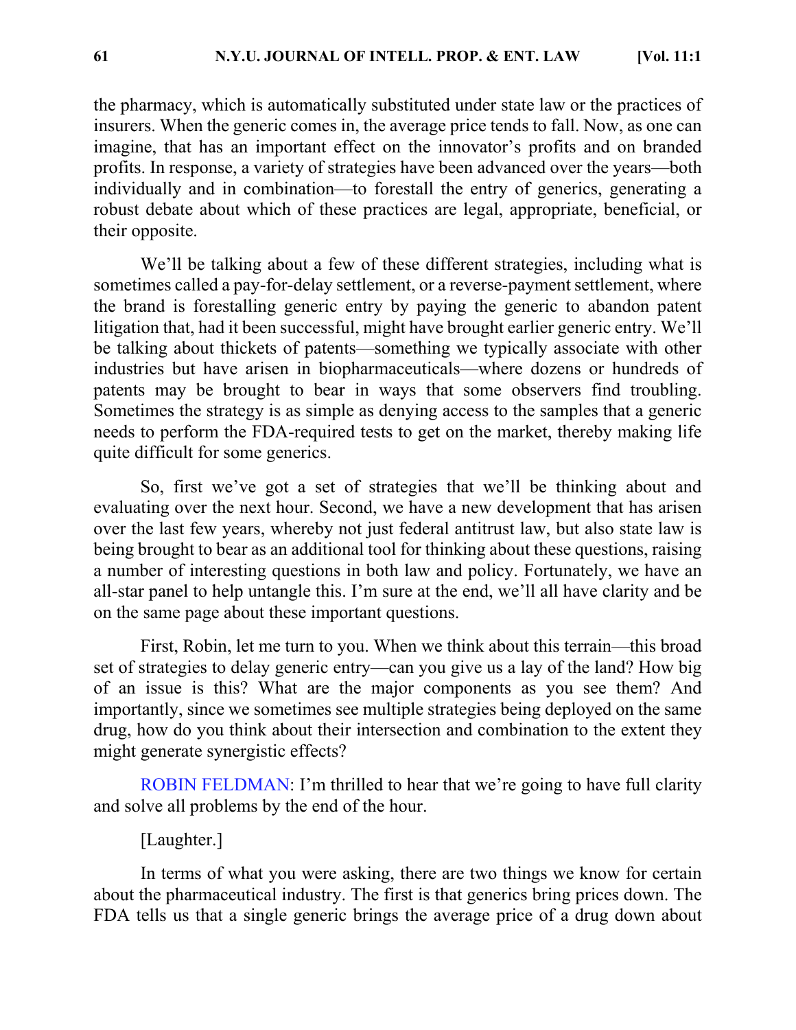the pharmacy, which is automatically substituted under state law or the practices of insurers. When the generic comes in, the average price tends to fall. Now, as one can imagine, that has an important effect on the innovator's profits and on branded profits. In response, a variety of strategies have been advanced over the years—both individually and in combination—to forestall the entry of generics, generating a robust debate about which of these practices are legal, appropriate, beneficial, or their opposite.

We'll be talking about a few of these different strategies, including what is sometimes called a pay-for-delay settlement, or a reverse-payment settlement, where the brand is forestalling generic entry by paying the generic to abandon patent litigation that, had it been successful, might have brought earlier generic entry. We'll be talking about thickets of patents—something we typically associate with other industries but have arisen in biopharmaceuticals—where dozens or hundreds of patents may be brought to bear in ways that some observers find troubling. Sometimes the strategy is as simple as denying access to the samples that a generic needs to perform the FDA-required tests to get on the market, thereby making life quite difficult for some generics.

So, first we've got a set of strategies that we'll be thinking about and evaluating over the next hour. Second, we have a new development that has arisen over the last few years, whereby not just federal antitrust law, but also state law is being brought to bear as an additional tool for thinking about these questions, raising a number of interesting questions in both law and policy. Fortunately, we have an all-star panel to help untangle this. I'm sure at the end, we'll all have clarity and be on the same page about these important questions.

First, Robin, let me turn to you. When we think about this terrain—this broad set of strategies to delay generic entry—can you give us a lay of the land? How big of an issue is this? What are the major components as you see them? And importantly, since we sometimes see multiple strategies being deployed on the same drug, how do you think about their intersection and combination to the extent they might generate synergistic effects?

ROBIN FELDMAN: I'm thrilled to hear that we're going to have full clarity and solve all problems by the end of the hour.

[Laughter.]

In terms of what you were asking, there are two things we know for certain about the pharmaceutical industry. The first is that generics bring prices down. The FDA tells us that a single generic brings the average price of a drug down about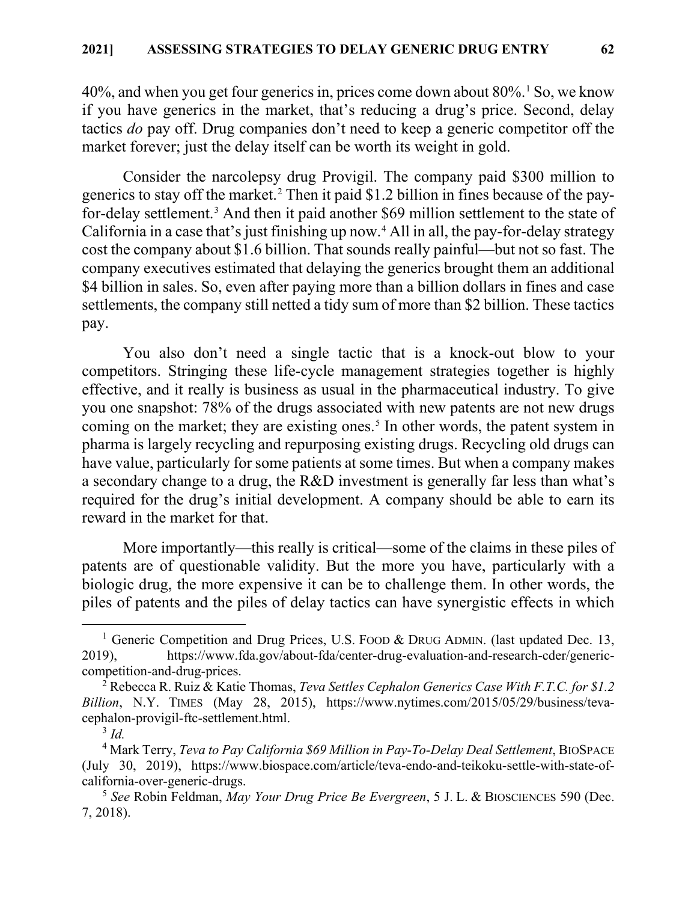40%, and when you get four generics in, prices come down about 80%.[1] So, we know if you have generics in the market, that's reducing a drug's price. Second, delay tactics *do* pay off. Drug companies don't need to keep a generic competitor off the market forever; just the delay itself can be worth its weight in gold.

Consider the narcolepsy drug Provigil. The company paid $300 million to generics to stay off the market.[2] Then it paid $1.2 billion in fines because of the pay-for-delay settlement.[3] And then it paid another $69 million settlement to the state of California in a case that's just finishing up now.[4] All in all, the pay-for-delay strategy cost the company about $1.6 billion. That sounds really painful—but not so fast. The company executives estimated that delaying the generics brought them an additional $4 billion in sales. So, even after paying more than a billion dollars in fines and case settlements, the company still netted a tidy sum of more than $2 billion. These tactics pay.

You also don't need a single tactic that is a knock-out blow to your competitors. Stringing these life-cycle management strategies together is highly effective, and it really is business as usual in the pharmaceutical industry. To give you one snapshot: 78% of the drugs associated with new patents are not new drugs coming on the market; they are existing ones.[5] In other words, the patent system in pharma is largely recycling and repurposing existing drugs. Recycling old drugs can have value, particularly for some patients at some times. But when a company makes a secondary change to a drug, the R&D investment is generally far less than what's required for the drug's initial development. A company should be able to earn its reward in the market for that.

More importantly—this really is critical—some of the claims in these piles of patents are of questionable validity. But the more you have, particularly with a biologic drug, the more expensive it can be to challenge them. In other words, the piles of patents and the piles of delay tactics can have synergistic effects in which

---

[1] Generic Competition and Drug Prices, U.S. FOOD & DRUG ADMIN. (last updated Dec. 13, 2019), https://www.fda.gov/about-fda/center-drug-evaluation-and-research-cder/generic-competition-and-drug-prices.

[2] Rebecca R. Ruiz & Katie Thomas, *Teva Settles Cephalon Generics Case With F.T.C. for $1.2 Billion*, N.Y. TIMES (May 28, 2015), https://www.nytimes.com/2015/05/29/business/teva-cephalon-provigil-ftc-settlement.html.

[3] *Id.*

[4] Mark Terry, *Teva to Pay California $69 Million in Pay-To-Delay Deal Settlement*, BIOSPACE (July 30, 2019), https://www.biospace.com/article/teva-endo-and-teikoku-settle-with-state-of-california-over-generic-drugs.

[5] *See* Robin Feldman, *May Your Drug Price Be Evergreen*, 5 J. L. & BIOSCIENCES 590 (Dec. 7, 2018).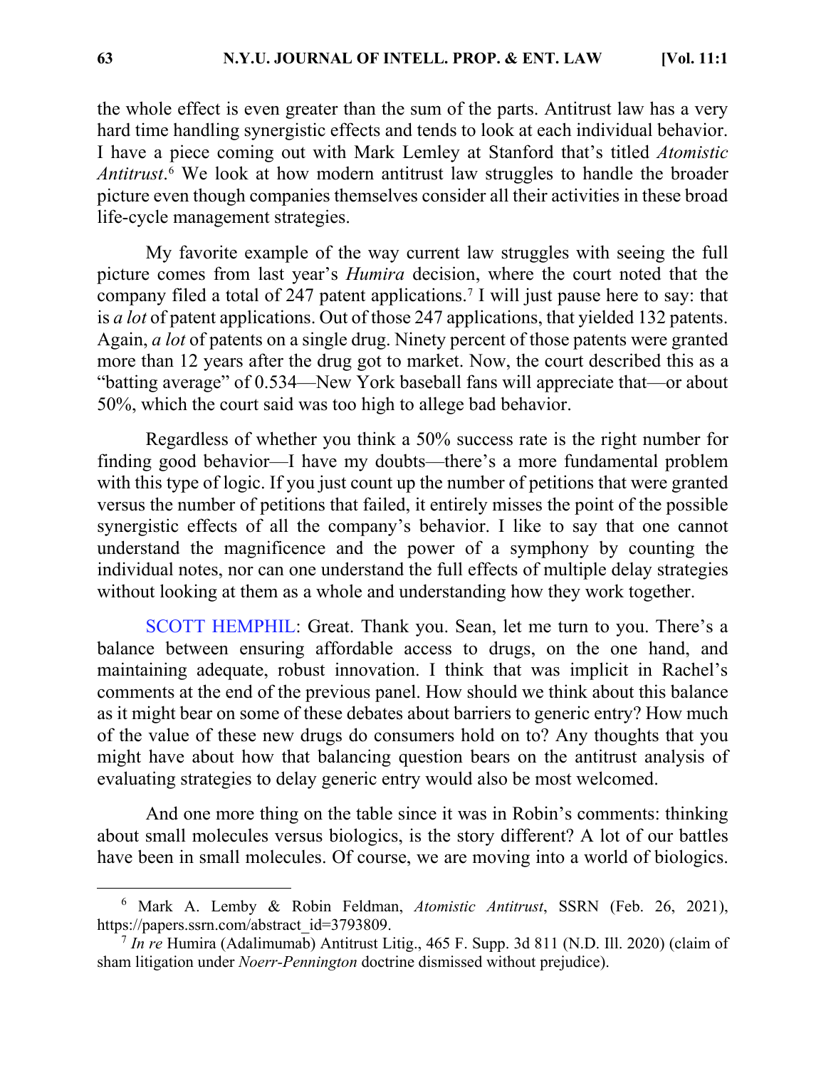the whole effect is even greater than the sum of the parts. Antitrust law has a very hard time handling synergistic effects and tends to look at each individual behavior. I have a piece coming out with Mark Lemley at Stanford that's titled *Atomistic Antitrust*.[6] We look at how modern antitrust law struggles to handle the broader picture even though companies themselves consider all their activities in these broad life-cycle management strategies.

My favorite example of the way current law struggles with seeing the full picture comes from last year's *Humira* decision, where the court noted that the company filed a total of 247 patent applications.[7] I will just pause here to say: that is *a lot* of patent applications. Out of those 247 applications, that yielded 132 patents. Again, *a lot* of patents on a single drug. Ninety percent of those patents were granted more than 12 years after the drug got to market. Now, the court described this as a "batting average" of 0.534—New York baseball fans will appreciate that—or about 50%, which the court said was too high to allege bad behavior.

Regardless of whether you think a 50% success rate is the right number for finding good behavior—I have my doubts—there's a more fundamental problem with this type of logic. If you just count up the number of petitions that were granted versus the number of petitions that failed, it entirely misses the point of the possible synergistic effects of all the company's behavior. I like to say that one cannot understand the magnificence and the power of a symphony by counting the individual notes, nor can one understand the full effects of multiple delay strategies without looking at them as a whole and understanding how they work together.

SCOTT HEMPHIL: Great. Thank you. Sean, let me turn to you. There's a balance between ensuring affordable access to drugs, on the one hand, and maintaining adequate, robust innovation. I think that was implicit in Rachel's comments at the end of the previous panel. How should we think about this balance as it might bear on some of these debates about barriers to generic entry? How much of the value of these new drugs do consumers hold on to? Any thoughts that you might have about how that balancing question bears on the antitrust analysis of evaluating strategies to delay generic entry would also be most welcomed.

And one more thing on the table since it was in Robin's comments: thinking about small molecules versus biologics, is the story different? A lot of our battles have been in small molecules. Of course, we are moving into a world of biologics.

---

[6] Mark A. Lemby & Robin Feldman, *Atomistic Antitrust*, SSRN (Feb. 26, 2021), https://papers.ssrn.com/abstract_id=3793809.

[7] *In re* Humira (Adalimumab) Antitrust Litig., 465 F. Supp. 3d 811 (N.D. Ill. 2020) (claim of sham litigation under *Noerr-Pennington* doctrine dismissed without prejudice).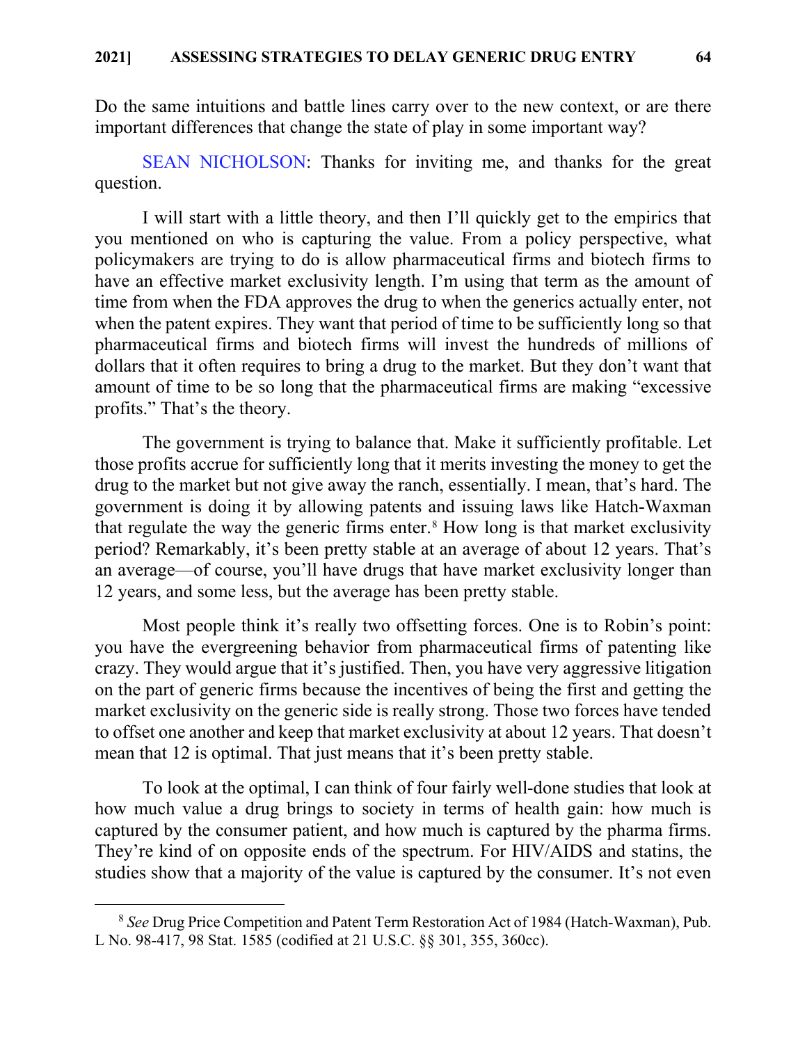Do the same intuitions and battle lines carry over to the new context, or are there important differences that change the state of play in some important way?

SEAN NICHOLSON: Thanks for inviting me, and thanks for the great question.

I will start with a little theory, and then I'll quickly get to the empirics that you mentioned on who is capturing the value. From a policy perspective, what policymakers are trying to do is allow pharmaceutical firms and biotech firms to have an effective market exclusivity length. I'm using that term as the amount of time from when the FDA approves the drug to when the generics actually enter, not when the patent expires. They want that period of time to be sufficiently long so that pharmaceutical firms and biotech firms will invest the hundreds of millions of dollars that it often requires to bring a drug to the market. But they don't want that amount of time to be so long that the pharmaceutical firms are making "excessive profits." That's the theory.

The government is trying to balance that. Make it sufficiently profitable. Let those profits accrue for sufficiently long that it merits investing the money to get the drug to the market but not give away the ranch, essentially. I mean, that's hard. The government is doing it by allowing patents and issuing laws like Hatch-Waxman that regulate the way the generic firms enter.[8] How long is that market exclusivity period? Remarkably, it's been pretty stable at an average of about 12 years. That's an average—of course, you'll have drugs that have market exclusivity longer than 12 years, and some less, but the average has been pretty stable.

Most people think it's really two offsetting forces. One is to Robin's point: you have the evergreening behavior from pharmaceutical firms of patenting like crazy. They would argue that it's justified. Then, you have very aggressive litigation on the part of generic firms because the incentives of being the first and getting the market exclusivity on the generic side is really strong. Those two forces have tended to offset one another and keep that market exclusivity at about 12 years. That doesn't mean that 12 is optimal. That just means that it's been pretty stable.

To look at the optimal, I can think of four fairly well-done studies that look at how much value a drug brings to society in terms of health gain: how much is captured by the consumer patient, and how much is captured by the pharma firms. They're kind of on opposite ends of the spectrum. For HIV/AIDS and statins, the studies show that a majority of the value is captured by the consumer. It's not even

[8] *See* Drug Price Competition and Patent Term Restoration Act of 1984 (Hatch-Waxman), Pub. L No. 98-417, 98 Stat. 1585 (codified at 21 U.S.C. §§ 301, 355, 360cc).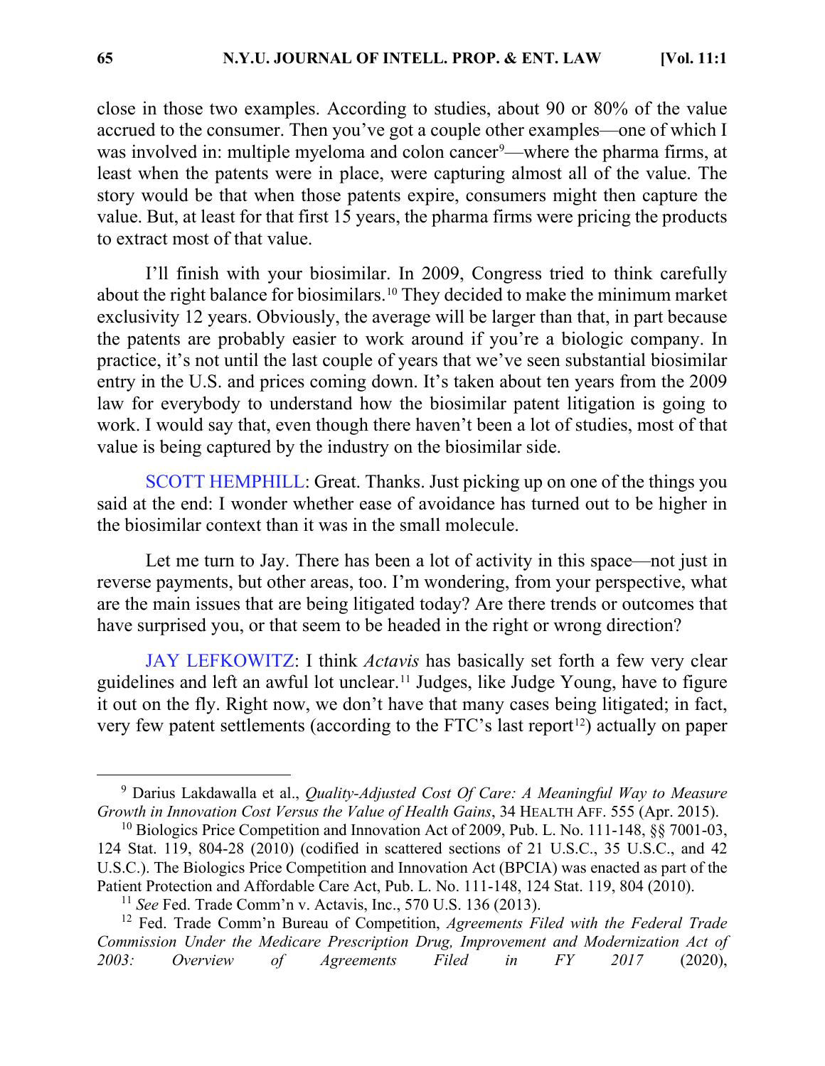close in those two examples. According to studies, about 90 or 80% of the value accrued to the consumer. Then you've got a couple other examples—one of which I was involved in: multiple myeloma and colon cancer[9]—where the pharma firms, at least when the patents were in place, were capturing almost all of the value. The story would be that when those patents expire, consumers might then capture the value. But, at least for that first 15 years, the pharma firms were pricing the products to extract most of that value.

I'll finish with your biosimilar. In 2009, Congress tried to think carefully about the right balance for biosimilars.[10] They decided to make the minimum market exclusivity 12 years. Obviously, the average will be larger than that, in part because the patents are probably easier to work around if you're a biologic company. In practice, it's not until the last couple of years that we've seen substantial biosimilar entry in the U.S. and prices coming down. It's taken about ten years from the 2009 law for everybody to understand how the biosimilar patent litigation is going to work. I would say that, even though there haven't been a lot of studies, most of that value is being captured by the industry on the biosimilar side.

SCOTT HEMPHILL: Great. Thanks. Just picking up on one of the things you said at the end: I wonder whether ease of avoidance has turned out to be higher in the biosimilar context than it was in the small molecule.

Let me turn to Jay. There has been a lot of activity in this space—not just in reverse payments, but other areas, too. I'm wondering, from your perspective, what are the main issues that are being litigated today? Are there trends or outcomes that have surprised you, or that seem to be headed in the right or wrong direction?

JAY LEFKOWITZ: I think *Actavis* has basically set forth a few very clear guidelines and left an awful lot unclear.[11] Judges, like Judge Young, have to figure it out on the fly. Right now, we don't have that many cases being litigated; in fact, very few patent settlements (according to the FTC's last report[12]) actually on paper

---

[9] Darius Lakdawalla et al., *Quality-Adjusted Cost Of Care: A Meaningful Way to Measure Growth in Innovation Cost Versus the Value of Health Gains*, 34 HEALTH AFF. 555 (Apr. 2015).

[10] Biologics Price Competition and Innovation Act of 2009, Pub. L. No. 111-148, §§ 7001-03, 124 Stat. 119, 804-28 (2010) (codified in scattered sections of 21 U.S.C., 35 U.S.C., and 42 U.S.C.). The Biologics Price Competition and Innovation Act (BPCIA) was enacted as part of the Patient Protection and Affordable Care Act, Pub. L. No. 111-148, 124 Stat. 119, 804 (2010).

[11] *See* Fed. Trade Comm'n v. Actavis, Inc., 570 U.S. 136 (2013).

[12] Fed. Trade Comm'n Bureau of Competition, *Agreements Filed with the Federal Trade Commission Under the Medicare Prescription Drug, Improvement and Modernization Act of 2003: Overview of Agreements Filed in FY 2017* (2020),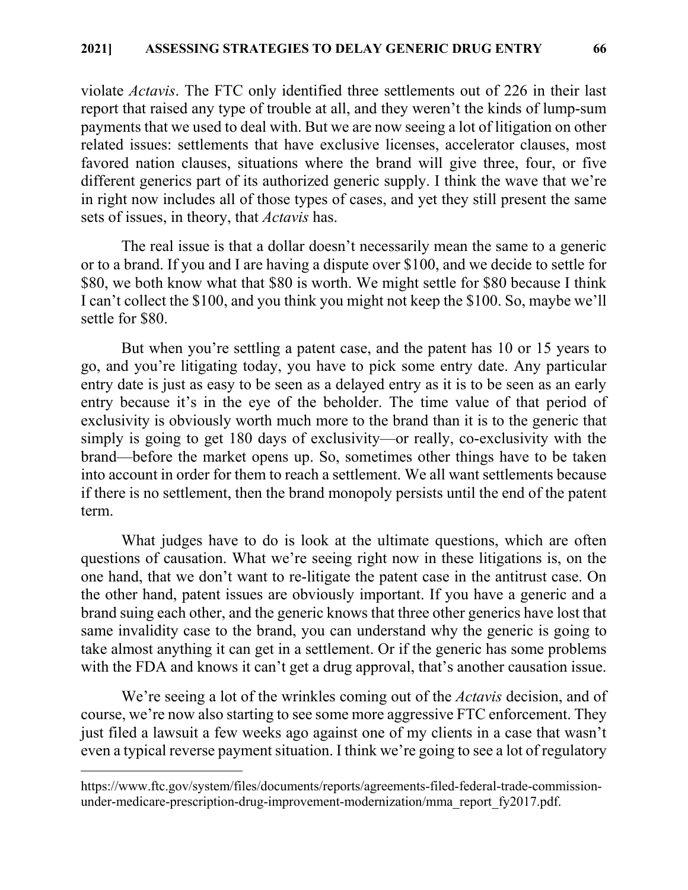violate *Actavis*. The FTC only identified three settlements out of 226 in their last report that raised any type of trouble at all, and they weren't the kinds of lump-sum payments that we used to deal with. But we are now seeing a lot of litigation on other related issues: settlements that have exclusive licenses, accelerator clauses, most favored nation clauses, situations where the brand will give three, four, or five different generics part of its authorized generic supply. I think the wave that we're in right now includes all of those types of cases, and yet they still present the same sets of issues, in theory, that *Actavis* has.

The real issue is that a dollar doesn't necessarily mean the same to a generic or to a brand. If you and I are having a dispute over $100, and we decide to settle for $80, we both know what that $80 is worth. We might settle for $80 because I think I can't collect the $100, and you think you might not keep the $100. So, maybe we'll settle for $80.

But when you're settling a patent case, and the patent has 10 or 15 years to go, and you're litigating today, you have to pick some entry date. Any particular entry date is just as easy to be seen as a delayed entry as it is to be seen as an early entry because it's in the eye of the beholder. The time value of that period of exclusivity is obviously worth much more to the brand than it is to the generic that simply is going to get 180 days of exclusivity—or really, co-exclusivity with the brand—before the market opens up. So, sometimes other things have to be taken into account in order for them to reach a settlement. We all want settlements because if there is no settlement, then the brand monopoly persists until the end of the patent term.

What judges have to do is look at the ultimate questions, which are often questions of causation. What we're seeing right now in these litigations is, on the one hand, that we don't want to re-litigate the patent case in the antitrust case. On the other hand, patent issues are obviously important. If you have a generic and a brand suing each other, and the generic knows that three other generics have lost that same invalidity case to the brand, you can understand why the generic is going to take almost anything it can get in a settlement. Or if the generic has some problems with the FDA and knows it can't get a drug approval, that's another causation issue.

We're seeing a lot of the wrinkles coming out of the *Actavis* decision, and of course, we're now also starting to see some more aggressive FTC enforcement. They just filed a lawsuit a few weeks ago against one of my clients in a case that wasn't even a typical reverse payment situation. I think we're going to see a lot of regulatory

---

https://www.ftc.gov/system/files/documents/reports/agreements-filed-federal-trade-commission-under-medicare-prescription-drug-improvement-modernization/mma_report_fy2017.pdf.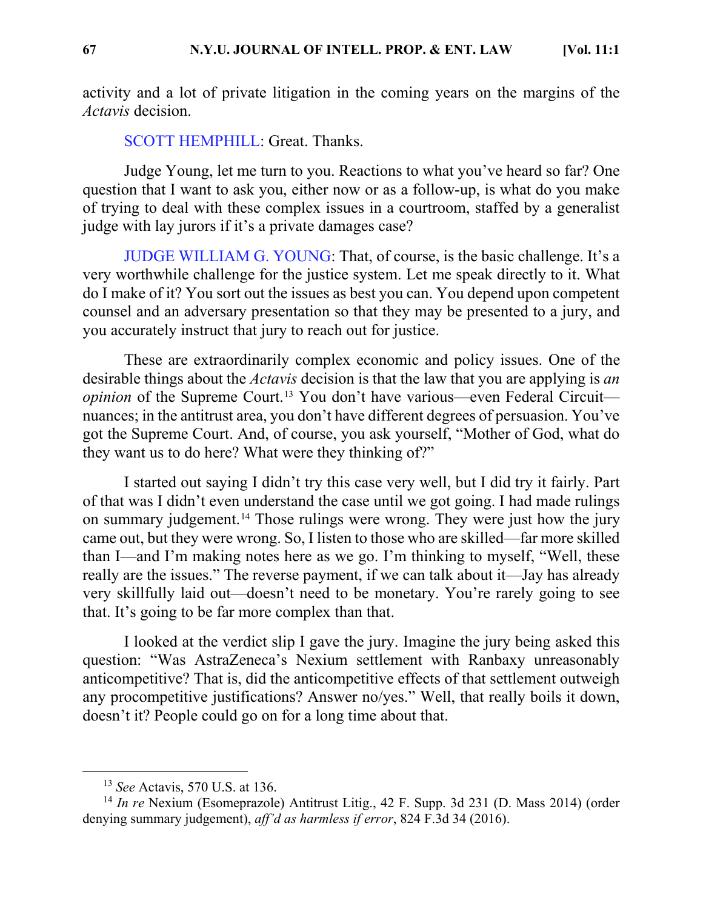activity and a lot of private litigation in the coming years on the margins of the *Actavis* decision.

SCOTT HEMPHILL: Great. Thanks.

Judge Young, let me turn to you. Reactions to what you've heard so far? One question that I want to ask you, either now or as a follow-up, is what do you make of trying to deal with these complex issues in a courtroom, staffed by a generalist judge with lay jurors if it's a private damages case?

JUDGE WILLIAM G. YOUNG: That, of course, is the basic challenge. It's a very worthwhile challenge for the justice system. Let me speak directly to it. What do I make of it? You sort out the issues as best you can. You depend upon competent counsel and an adversary presentation so that they may be presented to a jury, and you accurately instruct that jury to reach out for justice.

These are extraordinarily complex economic and policy issues. One of the desirable things about the *Actavis* decision is that the law that you are applying is *an opinion* of the Supreme Court.[13] You don't have various—even Federal Circuit—nuances; in the antitrust area, you don't have different degrees of persuasion. You've got the Supreme Court. And, of course, you ask yourself, "Mother of God, what do they want us to do here? What were they thinking of?"

I started out saying I didn't try this case very well, but I did try it fairly. Part of that was I didn't even understand the case until we got going. I had made rulings on summary judgement.[14] Those rulings were wrong. They were just how the jury came out, but they were wrong. So, I listen to those who are skilled—far more skilled than I—and I'm making notes here as we go. I'm thinking to myself, "Well, these really are the issues." The reverse payment, if we can talk about it—Jay has already very skillfully laid out—doesn't need to be monetary. You're rarely going to see that. It's going to be far more complex than that.

I looked at the verdict slip I gave the jury. Imagine the jury being asked this question: "Was AstraZeneca's Nexium settlement with Ranbaxy unreasonably anticompetitive? That is, did the anticompetitive effects of that settlement outweigh any procompetitive justifications? Answer no/yes." Well, that really boils it down, doesn't it? People could go on for a long time about that.

---

[13] *See* Actavis, 570 U.S. at 136.

[14] *In re* Nexium (Esomeprazole) Antitrust Litig., 42 F. Supp. 3d 231 (D. Mass 2014) (order denying summary judgement), *aff'd as harmless if error*, 824 F.3d 34 (2016).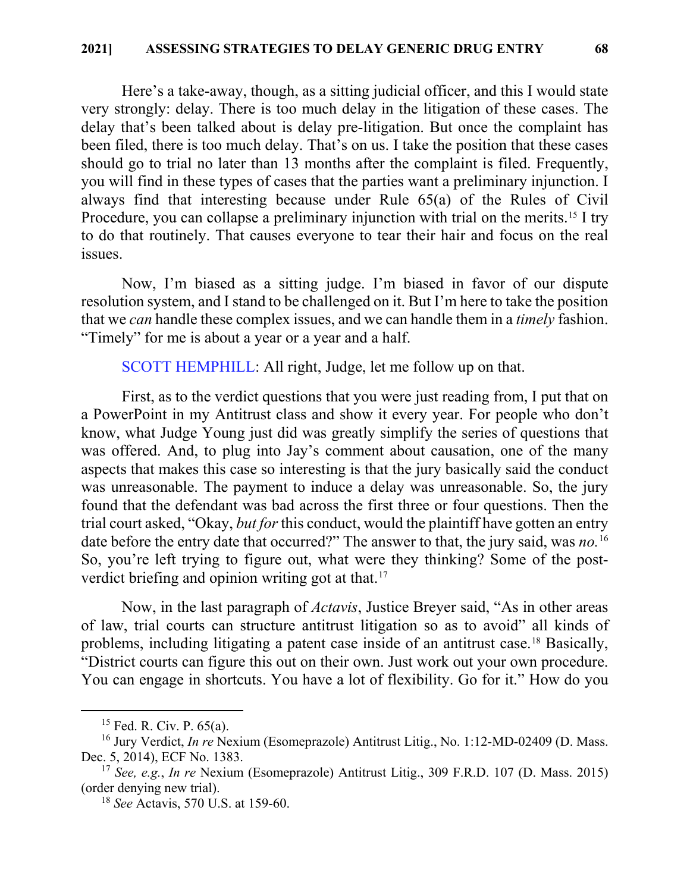Here's a take-away, though, as a sitting judicial officer, and this I would state very strongly: delay. There is too much delay in the litigation of these cases. The delay that's been talked about is delay pre-litigation. But once the complaint has been filed, there is too much delay. That's on us. I take the position that these cases should go to trial no later than 13 months after the complaint is filed. Frequently, you will find in these types of cases that the parties want a preliminary injunction. I always find that interesting because under Rule 65(a) of the Rules of Civil Procedure, you can collapse a preliminary injunction with trial on the merits.[15] I try to do that routinely. That causes everyone to tear their hair and focus on the real issues.

Now, I'm biased as a sitting judge. I'm biased in favor of our dispute resolution system, and I stand to be challenged on it. But I'm here to take the position that we *can* handle these complex issues, and we can handle them in a *timely* fashion. "Timely" for me is about a year or a year and a half.

SCOTT HEMPHILL: All right, Judge, let me follow up on that.

First, as to the verdict questions that you were just reading from, I put that on a PowerPoint in my Antitrust class and show it every year. For people who don't know, what Judge Young just did was greatly simplify the series of questions that was offered. And, to plug into Jay's comment about causation, one of the many aspects that makes this case so interesting is that the jury basically said the conduct was unreasonable. The payment to induce a delay was unreasonable. So, the jury found that the defendant was bad across the first three or four questions. Then the trial court asked, "Okay, *but for* this conduct, would the plaintiff have gotten an entry date before the entry date that occurred?" The answer to that, the jury said, was *no.*[16] So, you're left trying to figure out, what were they thinking? Some of the post-verdict briefing and opinion writing got at that.[17]

Now, in the last paragraph of *Actavis*, Justice Breyer said, "As in other areas of law, trial courts can structure antitrust litigation so as to avoid" all kinds of problems, including litigating a patent case inside of an antitrust case.[18] Basically, "District courts can figure this out on their own. Just work out your own procedure. You can engage in shortcuts. You have a lot of flexibility. Go for it." How do you

---

[15] Fed. R. Civ. P. 65(a).

[16] Jury Verdict, *In re* Nexium (Esomeprazole) Antitrust Litig., No. 1:12-MD-02409 (D. Mass. Dec. 5, 2014), ECF No. 1383.

[17] *See, e.g.*, *In re* Nexium (Esomeprazole) Antitrust Litig., 309 F.R.D. 107 (D. Mass. 2015) (order denying new trial).

[18] *See* Actavis, 570 U.S. at 159-60.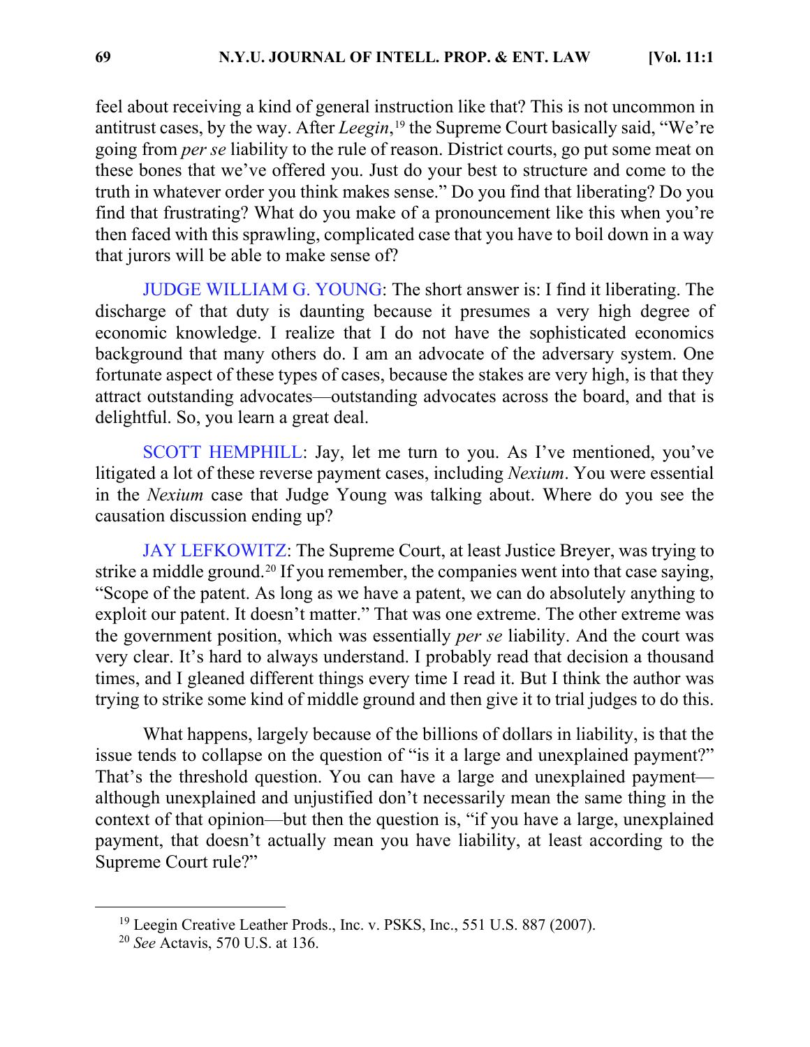feel about receiving a kind of general instruction like that? This is not uncommon in antitrust cases, by the way. After *Leegin*,[19] the Supreme Court basically said, "We're going from *per se* liability to the rule of reason. District courts, go put some meat on these bones that we've offered you. Just do your best to structure and come to the truth in whatever order you think makes sense." Do you find that liberating? Do you find that frustrating? What do you make of a pronouncement like this when you're then faced with this sprawling, complicated case that you have to boil down in a way that jurors will be able to make sense of?

JUDGE WILLIAM G. YOUNG: The short answer is: I find it liberating. The discharge of that duty is daunting because it presumes a very high degree of economic knowledge. I realize that I do not have the sophisticated economics background that many others do. I am an advocate of the adversary system. One fortunate aspect of these types of cases, because the stakes are very high, is that they attract outstanding advocates—outstanding advocates across the board, and that is delightful. So, you learn a great deal.

SCOTT HEMPHILL: Jay, let me turn to you. As I've mentioned, you've litigated a lot of these reverse payment cases, including *Nexium*. You were essential in the *Nexium* case that Judge Young was talking about. Where do you see the causation discussion ending up?

JAY LEFKOWITZ: The Supreme Court, at least Justice Breyer, was trying to strike a middle ground.[20] If you remember, the companies went into that case saying, "Scope of the patent. As long as we have a patent, we can do absolutely anything to exploit our patent. It doesn't matter." That was one extreme. The other extreme was the government position, which was essentially *per se* liability. And the court was very clear. It's hard to always understand. I probably read that decision a thousand times, and I gleaned different things every time I read it. But I think the author was trying to strike some kind of middle ground and then give it to trial judges to do this.

What happens, largely because of the billions of dollars in liability, is that the issue tends to collapse on the question of "is it a large and unexplained payment?" That's the threshold question. You can have a large and unexplained payment—although unexplained and unjustified don't necessarily mean the same thing in the context of that opinion—but then the question is, "if you have a large, unexplained payment, that doesn't actually mean you have liability, at least according to the Supreme Court rule?"

---

[19] Leegin Creative Leather Prods., Inc. v. PSKS, Inc., 551 U.S. 887 (2007).

[20] *See* Actavis, 570 U.S. at 136.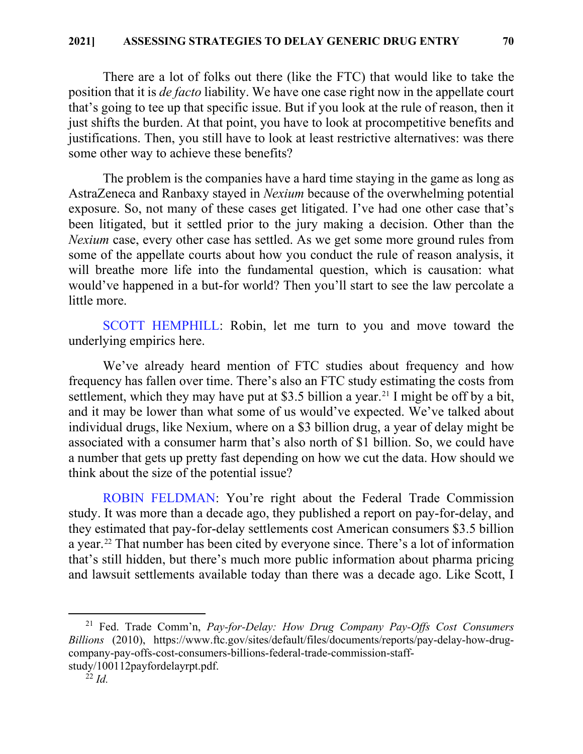There are a lot of folks out there (like the FTC) that would like to take the position that it is *de facto* liability. We have one case right now in the appellate court that's going to tee up that specific issue. But if you look at the rule of reason, then it just shifts the burden. At that point, you have to look at procompetitive benefits and justifications. Then, you still have to look at least restrictive alternatives: was there some other way to achieve these benefits?

The problem is the companies have a hard time staying in the game as long as AstraZeneca and Ranbaxy stayed in *Nexium* because of the overwhelming potential exposure. So, not many of these cases get litigated. I've had one other case that's been litigated, but it settled prior to the jury making a decision. Other than the *Nexium* case, every other case has settled. As we get some more ground rules from some of the appellate courts about how you conduct the rule of reason analysis, it will breathe more life into the fundamental question, which is causation: what would've happened in a but-for world? Then you'll start to see the law percolate a little more.

SCOTT HEMPHILL: Robin, let me turn to you and move toward the underlying empirics here.

We've already heard mention of FTC studies about frequency and how frequency has fallen over time. There's also an FTC study estimating the costs from settlement, which they may have put at $3.5 billion a year.[21] I might be off by a bit, and it may be lower than what some of us would've expected. We've talked about individual drugs, like Nexium, where on a $3 billion drug, a year of delay might be associated with a consumer harm that's also north of $1 billion. So, we could have a number that gets up pretty fast depending on how we cut the data. How should we think about the size of the potential issue?

ROBIN FELDMAN: You're right about the Federal Trade Commission study. It was more than a decade ago, they published a report on pay-for-delay, and they estimated that pay-for-delay settlements cost American consumers $3.5 billion a year.[22] That number has been cited by everyone since. There's a lot of information that's still hidden, but there's much more public information about pharma pricing and lawsuit settlements available today than there was a decade ago. Like Scott, I

---

[21] Fed. Trade Comm'n, *Pay-for-Delay: How Drug Company Pay-Offs Cost Consumers Billions* (2010), https://www.ftc.gov/sites/default/files/documents/reports/pay-delay-how-drug-company-pay-offs-cost-consumers-billions-federal-trade-commission-staff-study/100112payfordelayrpt.pdf.

[22] *Id.*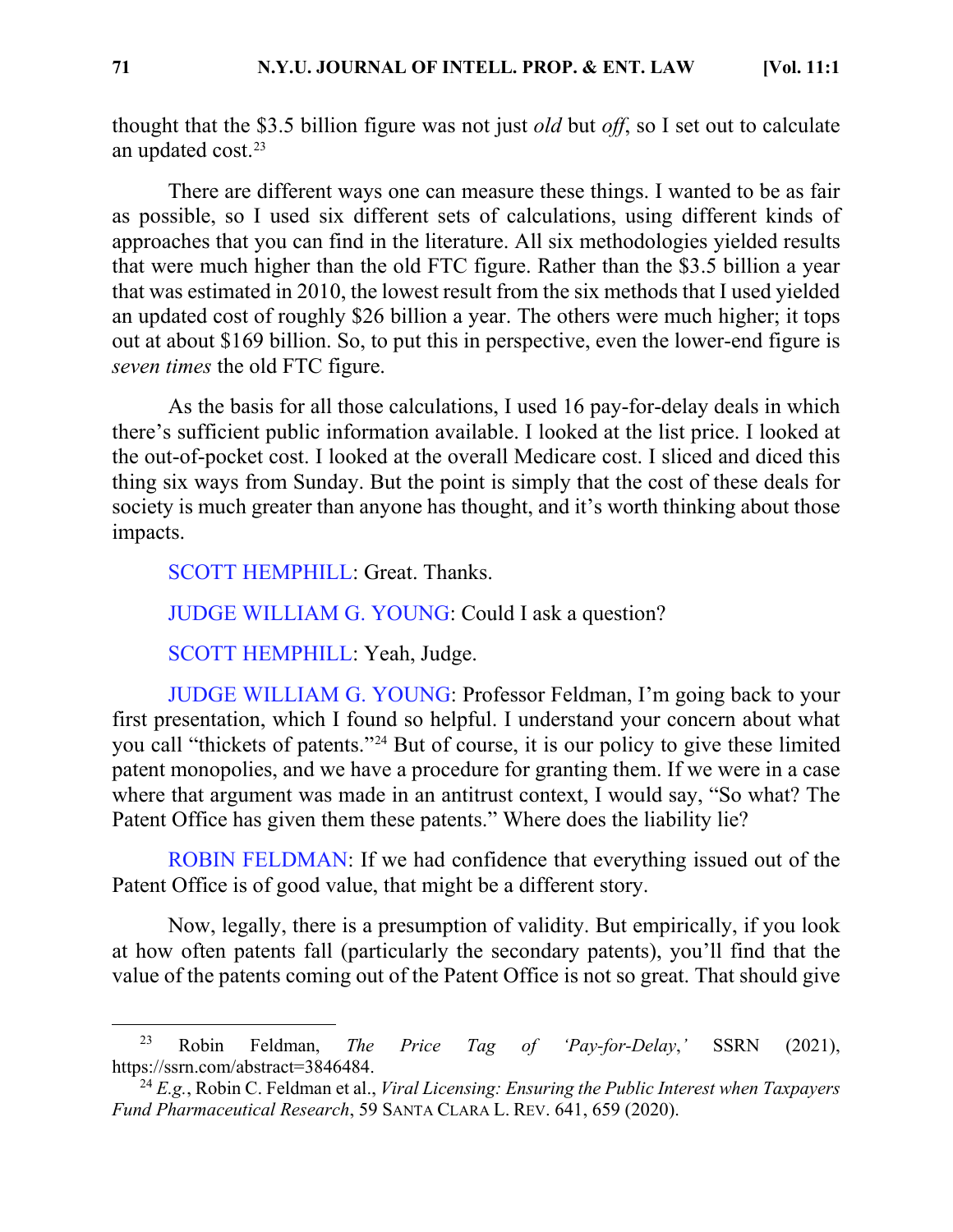thought that the $3.5 billion figure was not just *old* but *off*, so I set out to calculate an updated cost.[23]

There are different ways one can measure these things. I wanted to be as fair as possible, so I used six different sets of calculations, using different kinds of approaches that you can find in the literature. All six methodologies yielded results that were much higher than the old FTC figure. Rather than the $3.5 billion a year that was estimated in 2010, the lowest result from the six methods that I used yielded an updated cost of roughly $26 billion a year. The others were much higher; it tops out at about $169 billion. So, to put this in perspective, even the lower-end figure is *seven times* the old FTC figure.

As the basis for all those calculations, I used 16 pay-for-delay deals in which there's sufficient public information available. I looked at the list price. I looked at the out-of-pocket cost. I looked at the overall Medicare cost. I sliced and diced this thing six ways from Sunday. But the point is simply that the cost of these deals for society is much greater than anyone has thought, and it's worth thinking about those impacts.

SCOTT HEMPHILL: Great. Thanks.

JUDGE WILLIAM G. YOUNG: Could I ask a question?

SCOTT HEMPHILL: Yeah, Judge.

JUDGE WILLIAM G. YOUNG: Professor Feldman, I'm going back to your first presentation, which I found so helpful. I understand your concern about what you call "thickets of patents."[24] But of course, it is our policy to give these limited patent monopolies, and we have a procedure for granting them. If we were in a case where that argument was made in an antitrust context, I would say, "So what? The Patent Office has given them these patents." Where does the liability lie?

ROBIN FELDMAN: If we had confidence that everything issued out of the Patent Office is of good value, that might be a different story.

Now, legally, there is a presumption of validity. But empirically, if you look at how often patents fall (particularly the secondary patents), you'll find that the value of the patents coming out of the Patent Office is not so great. That should give

---

[23] Robin Feldman, *The Price Tag of 'Pay-for-Delay*,*'* SSRN (2021), https://ssrn.com/abstract=3846484.

[24] *E.g.*, Robin C. Feldman et al., *Viral Licensing: Ensuring the Public Interest when Taxpayers Fund Pharmaceutical Research*, 59 SANTA CLARA L. REV. 641, 659 (2020).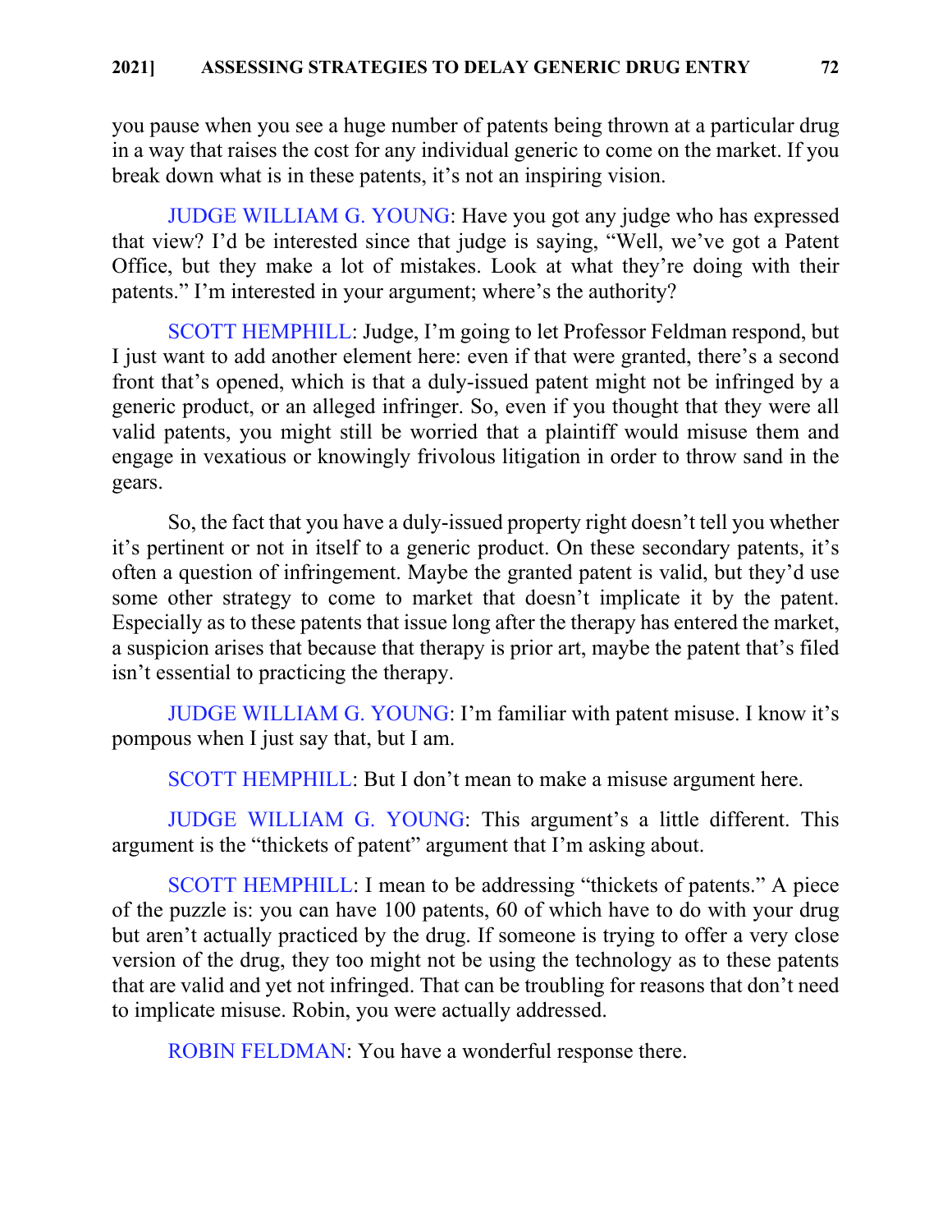you pause when you see a huge number of patents being thrown at a particular drug in a way that raises the cost for any individual generic to come on the market. If you break down what is in these patents, it's not an inspiring vision.

JUDGE WILLIAM G. YOUNG: Have you got any judge who has expressed that view? I'd be interested since that judge is saying, "Well, we've got a Patent Office, but they make a lot of mistakes. Look at what they're doing with their patents." I'm interested in your argument; where's the authority?

SCOTT HEMPHILL: Judge, I'm going to let Professor Feldman respond, but I just want to add another element here: even if that were granted, there's a second front that's opened, which is that a duly-issued patent might not be infringed by a generic product, or an alleged infringer. So, even if you thought that they were all valid patents, you might still be worried that a plaintiff would misuse them and engage in vexatious or knowingly frivolous litigation in order to throw sand in the gears.

So, the fact that you have a duly-issued property right doesn't tell you whether it's pertinent or not in itself to a generic product. On these secondary patents, it's often a question of infringement. Maybe the granted patent is valid, but they'd use some other strategy to come to market that doesn't implicate it by the patent. Especially as to these patents that issue long after the therapy has entered the market, a suspicion arises that because that therapy is prior art, maybe the patent that's filed isn't essential to practicing the therapy.

JUDGE WILLIAM G. YOUNG: I'm familiar with patent misuse. I know it's pompous when I just say that, but I am.

SCOTT HEMPHILL: But I don't mean to make a misuse argument here.

JUDGE WILLIAM G. YOUNG: This argument's a little different. This argument is the "thickets of patent" argument that I'm asking about.

SCOTT HEMPHILL: I mean to be addressing "thickets of patents." A piece of the puzzle is: you can have 100 patents, 60 of which have to do with your drug but aren't actually practiced by the drug. If someone is trying to offer a very close version of the drug, they too might not be using the technology as to these patents that are valid and yet not infringed. That can be troubling for reasons that don't need to implicate misuse. Robin, you were actually addressed.

ROBIN FELDMAN: You have a wonderful response there.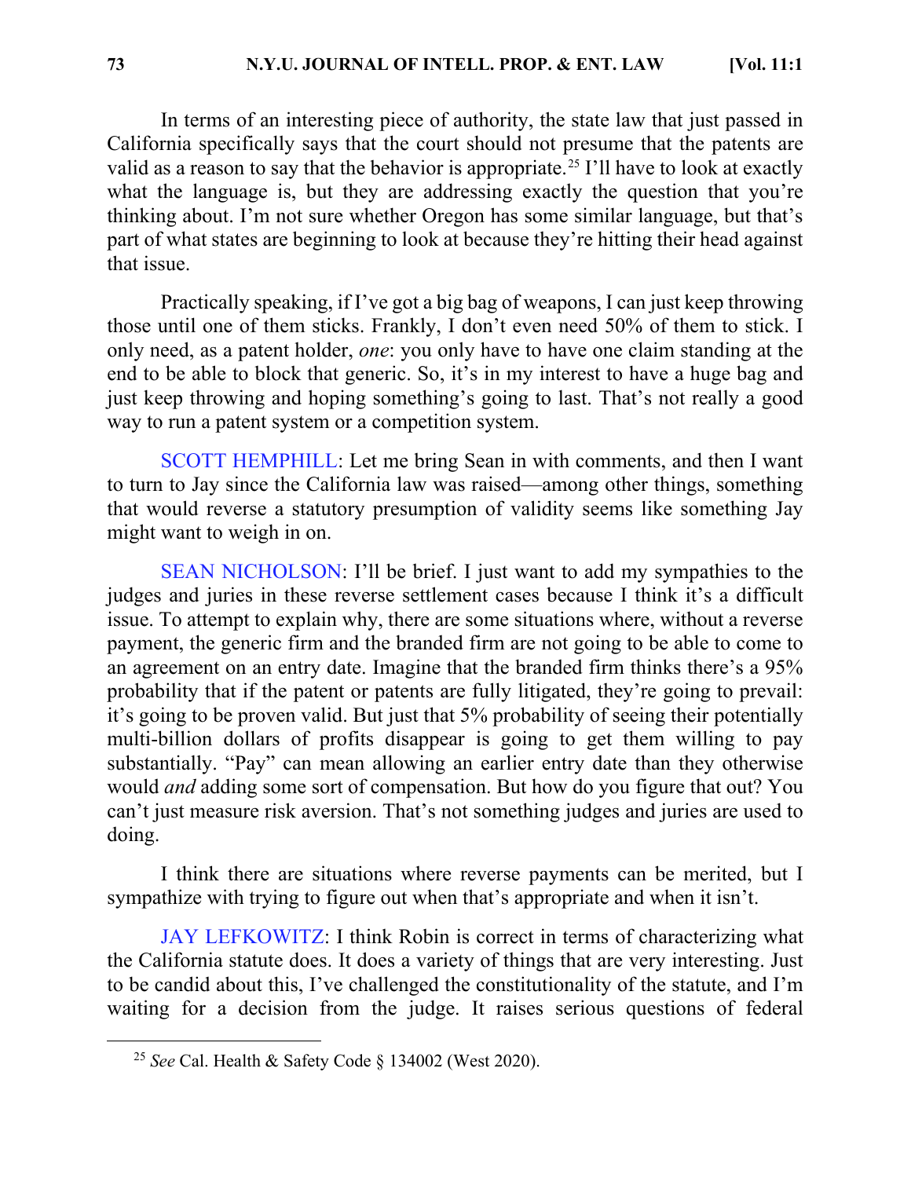In terms of an interesting piece of authority, the state law that just passed in California specifically says that the court should not presume that the patents are valid as a reason to say that the behavior is appropriate.[25] I'll have to look at exactly what the language is, but they are addressing exactly the question that you're thinking about. I'm not sure whether Oregon has some similar language, but that's part of what states are beginning to look at because they're hitting their head against that issue.

Practically speaking, if I've got a big bag of weapons, I can just keep throwing those until one of them sticks. Frankly, I don't even need 50% of them to stick. I only need, as a patent holder, *one*: you only have to have one claim standing at the end to be able to block that generic. So, it's in my interest to have a huge bag and just keep throwing and hoping something's going to last. That's not really a good way to run a patent system or a competition system.

SCOTT HEMPHILL: Let me bring Sean in with comments, and then I want to turn to Jay since the California law was raised—among other things, something that would reverse a statutory presumption of validity seems like something Jay might want to weigh in on.

SEAN NICHOLSON: I'll be brief. I just want to add my sympathies to the judges and juries in these reverse settlement cases because I think it's a difficult issue. To attempt to explain why, there are some situations where, without a reverse payment, the generic firm and the branded firm are not going to be able to come to an agreement on an entry date. Imagine that the branded firm thinks there's a 95% probability that if the patent or patents are fully litigated, they're going to prevail: it's going to be proven valid. But just that 5% probability of seeing their potentially multi-billion dollars of profits disappear is going to get them willing to pay substantially. "Pay" can mean allowing an earlier entry date than they otherwise would *and* adding some sort of compensation. But how do you figure that out? You can't just measure risk aversion. That's not something judges and juries are used to doing.

I think there are situations where reverse payments can be merited, but I sympathize with trying to figure out when that's appropriate and when it isn't.

JAY LEFKOWITZ: I think Robin is correct in terms of characterizing what the California statute does. It does a variety of things that are very interesting. Just to be candid about this, I've challenged the constitutionality of the statute, and I'm waiting for a decision from the judge. It raises serious questions of federal

[25] *See* Cal. Health & Safety Code § 134002 (West 2020).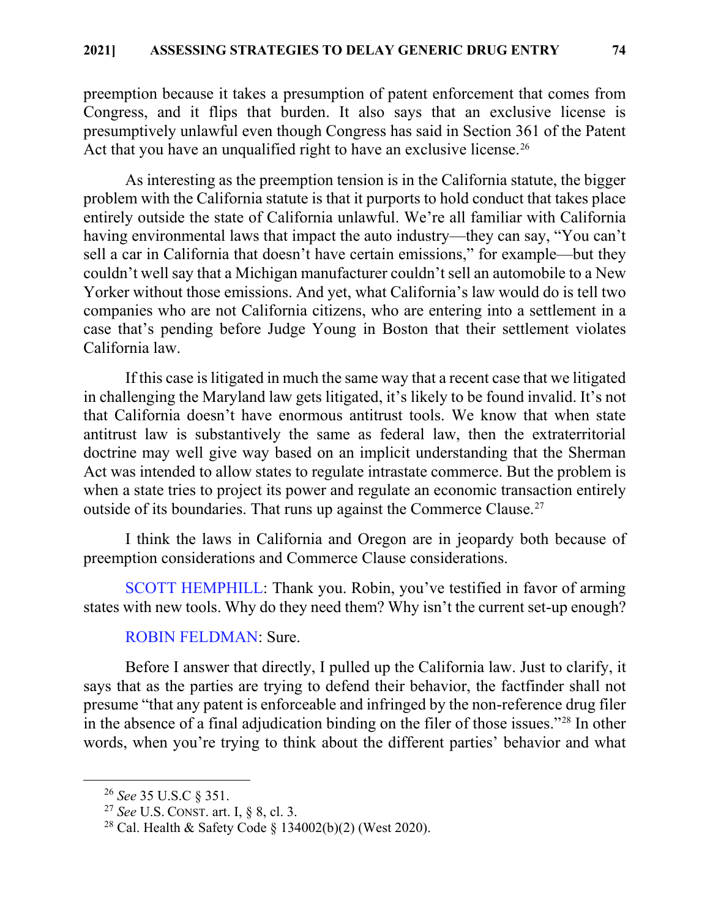preemption because it takes a presumption of patent enforcement that comes from Congress, and it flips that burden. It also says that an exclusive license is presumptively unlawful even though Congress has said in Section 361 of the Patent Act that you have an unqualified right to have an exclusive license.[26]

As interesting as the preemption tension is in the California statute, the bigger problem with the California statute is that it purports to hold conduct that takes place entirely outside the state of California unlawful. We're all familiar with California having environmental laws that impact the auto industry—they can say, "You can't sell a car in California that doesn't have certain emissions," for example—but they couldn't well say that a Michigan manufacturer couldn't sell an automobile to a New Yorker without those emissions. And yet, what California's law would do is tell two companies who are not California citizens, who are entering into a settlement in a case that's pending before Judge Young in Boston that their settlement violates California law.

If this case is litigated in much the same way that a recent case that we litigated in challenging the Maryland law gets litigated, it's likely to be found invalid. It's not that California doesn't have enormous antitrust tools. We know that when state antitrust law is substantively the same as federal law, then the extraterritorial doctrine may well give way based on an implicit understanding that the Sherman Act was intended to allow states to regulate intrastate commerce. But the problem is when a state tries to project its power and regulate an economic transaction entirely outside of its boundaries. That runs up against the Commerce Clause.[27]

I think the laws in California and Oregon are in jeopardy both because of preemption considerations and Commerce Clause considerations.

SCOTT HEMPHILL: Thank you. Robin, you've testified in favor of arming states with new tools. Why do they need them? Why isn't the current set-up enough?

ROBIN FELDMAN: Sure.

Before I answer that directly, I pulled up the California law. Just to clarify, it says that as the parties are trying to defend their behavior, the factfinder shall not presume "that any patent is enforceable and infringed by the non-reference drug filer in the absence of a final adjudication binding on the filer of those issues."[28] In other words, when you're trying to think about the different parties' behavior and what

---

[26] *See* 35 U.S.C § 351.

[27] *See* U.S. CONST. art. I, § 8, cl. 3.

[28] Cal. Health & Safety Code § 134002(b)(2) (West 2020).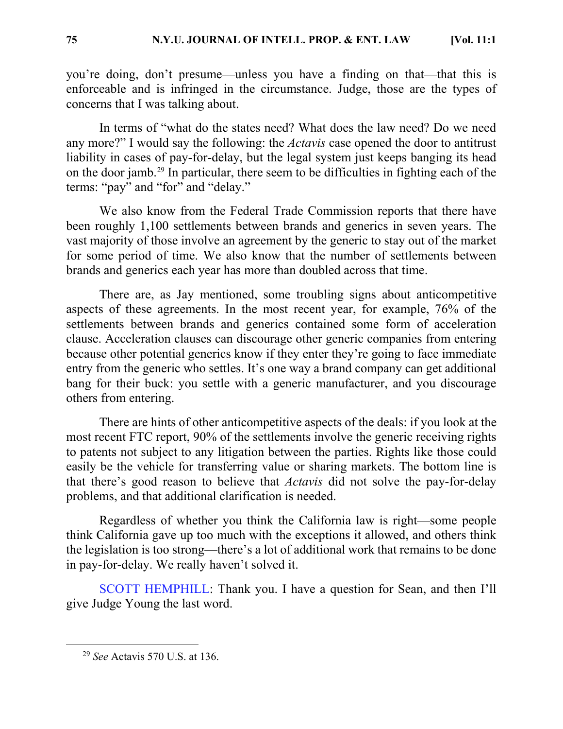you're doing, don't presume—unless you have a finding on that—that this is enforceable and is infringed in the circumstance. Judge, those are the types of concerns that I was talking about.

In terms of "what do the states need? What does the law need? Do we need any more?" I would say the following: the *Actavis* case opened the door to antitrust liability in cases of pay-for-delay, but the legal system just keeps banging its head on the door jamb.[29] In particular, there seem to be difficulties in fighting each of the terms: "pay" and "for" and "delay."

We also know from the Federal Trade Commission reports that there have been roughly 1,100 settlements between brands and generics in seven years. The vast majority of those involve an agreement by the generic to stay out of the market for some period of time. We also know that the number of settlements between brands and generics each year has more than doubled across that time.

There are, as Jay mentioned, some troubling signs about anticompetitive aspects of these agreements. In the most recent year, for example, 76% of the settlements between brands and generics contained some form of acceleration clause. Acceleration clauses can discourage other generic companies from entering because other potential generics know if they enter they're going to face immediate entry from the generic who settles. It's one way a brand company can get additional bang for their buck: you settle with a generic manufacturer, and you discourage others from entering.

There are hints of other anticompetitive aspects of the deals: if you look at the most recent FTC report, 90% of the settlements involve the generic receiving rights to patents not subject to any litigation between the parties. Rights like those could easily be the vehicle for transferring value or sharing markets. The bottom line is that there's good reason to believe that *Actavis* did not solve the pay-for-delay problems, and that additional clarification is needed.

Regardless of whether you think the California law is right—some people think California gave up too much with the exceptions it allowed, and others think the legislation is too strong—there's a lot of additional work that remains to be done in pay-for-delay. We really haven't solved it.

SCOTT HEMPHILL: Thank you. I have a question for Sean, and then I'll give Judge Young the last word.

---

[29] *See* Actavis 570 U.S. at 136.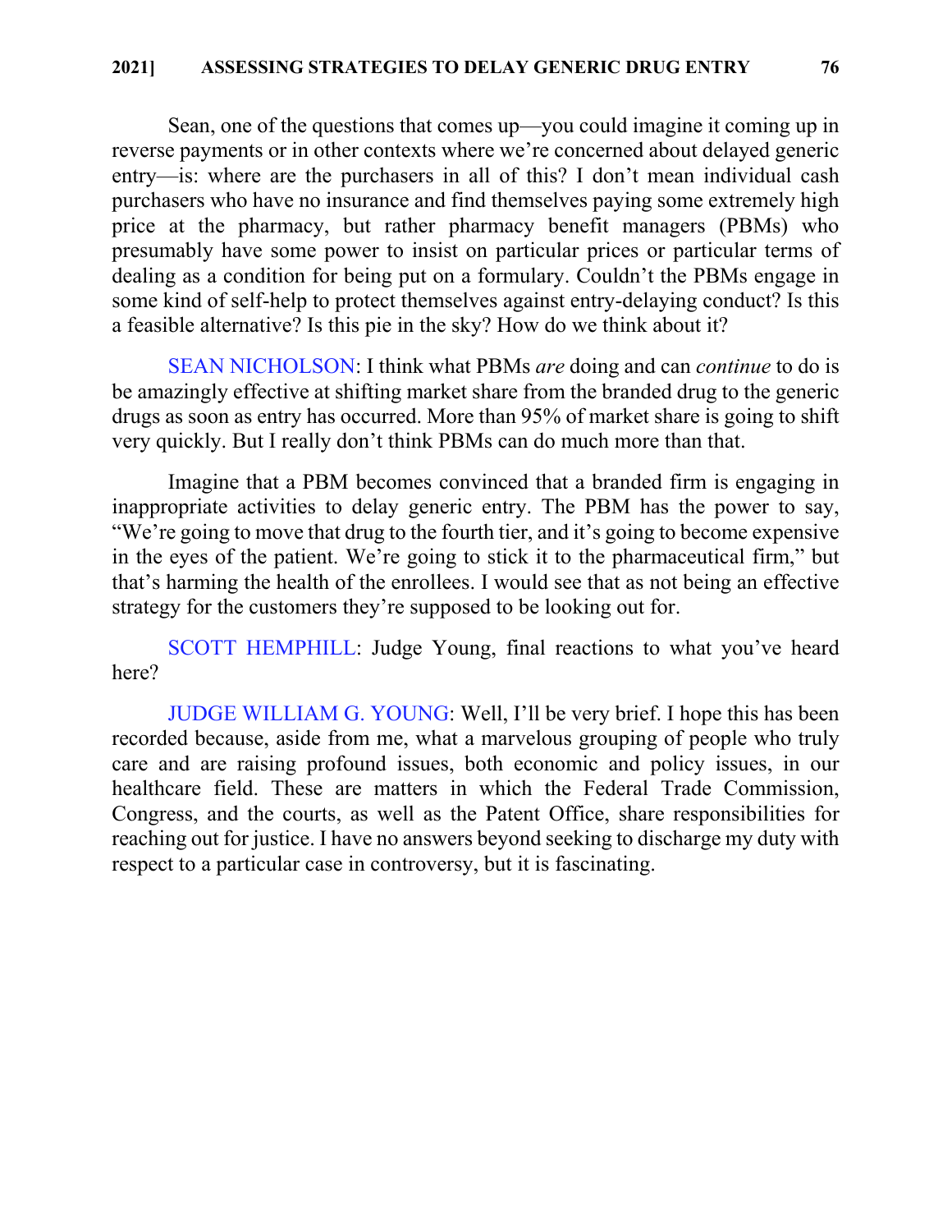Sean, one of the questions that comes up—you could imagine it coming up in reverse payments or in other contexts where we're concerned about delayed generic entry—is: where are the purchasers in all of this? I don't mean individual cash purchasers who have no insurance and find themselves paying some extremely high price at the pharmacy, but rather pharmacy benefit managers (PBMs) who presumably have some power to insist on particular prices or particular terms of dealing as a condition for being put on a formulary. Couldn't the PBMs engage in some kind of self-help to protect themselves against entry-delaying conduct? Is this a feasible alternative? Is this pie in the sky? How do we think about it?

SEAN NICHOLSON: I think what PBMs *are* doing and can *continue* to do is be amazingly effective at shifting market share from the branded drug to the generic drugs as soon as entry has occurred. More than 95% of market share is going to shift very quickly. But I really don't think PBMs can do much more than that.

Imagine that a PBM becomes convinced that a branded firm is engaging in inappropriate activities to delay generic entry. The PBM has the power to say, "We're going to move that drug to the fourth tier, and it's going to become expensive in the eyes of the patient. We're going to stick it to the pharmaceutical firm," but that's harming the health of the enrollees. I would see that as not being an effective strategy for the customers they're supposed to be looking out for.

SCOTT HEMPHILL: Judge Young, final reactions to what you've heard here?

JUDGE WILLIAM G. YOUNG: Well, I'll be very brief. I hope this has been recorded because, aside from me, what a marvelous grouping of people who truly care and are raising profound issues, both economic and policy issues, in our healthcare field. These are matters in which the Federal Trade Commission, Congress, and the courts, as well as the Patent Office, share responsibilities for reaching out for justice. I have no answers beyond seeking to discharge my duty with respect to a particular case in controversy, but it is fascinating.